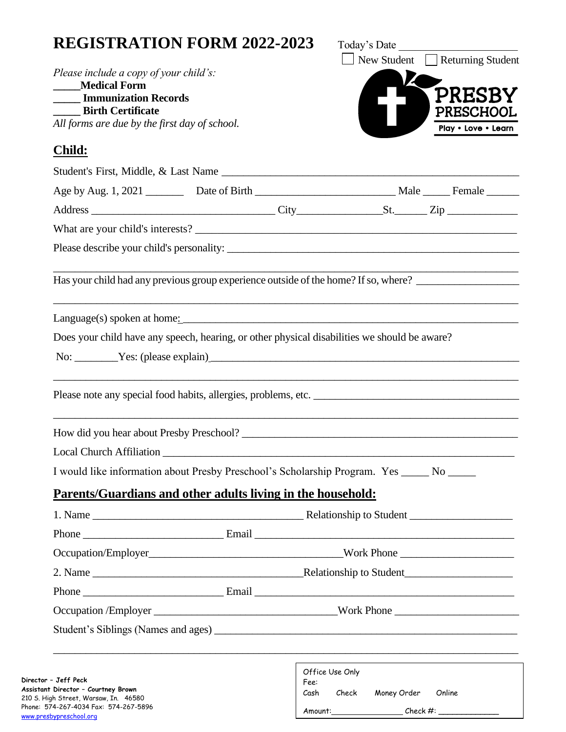# REGISTRATION FORM 2022-2023

Today's Date ____________________

☐ New Student ☐ Returning Student

*Please include a copy of your child's:*

_____**Medical Form**

_____ **Immunization Records**

_____ **Birth Certificate**

*All forms are due by the first day of school.*

PRESBY PRESCHOOL
Play • Love • Learn

## Child:

Student's First, Middle, & Last Name ____________________________________________

Age by Aug. 1, 2021 _______ Date of Birth ________________________ Male _____ Female ______

Address ________________________________ City_______________St.______ Zip ____________

What are your child's interests? ____________________________________________________

Please describe your child's personality: _____________________________________________

______________________________________________________________________________

Has your child had any previous group experience outside of the home? If so, where? __________________

______________________________________________________________________________

Language(s) spoken at home:_______________________________________________________

Does your child have any speech, hearing, or other physical disabilities we should be aware?

No: ________Yes: (please explain)___________________________________________________

______________________________________________________________________________

Please note any special food habits, allergies, problems, etc. ____________________________________

______________________________________________________________________________

How did you hear about Presby Preschool? _____________________________________________

Local Church Affiliation _________________________________________________________

I would like information about Presby Preschool's Scholarship Program. Yes _____ No _____

## Parents/Guardians and other adults living in the household:

1. Name ____________________________________ Relationship to Student __________________

Phone _________________________ Email _______________________________________________

Occupation/Employer__________________________________Work Phone ____________________

2. Name ____________________________________Relationship to Student___________________

Phone _________________________ Email _______________________________________________

Occupation /Employer _________________________________Work Phone _____________________

Student's Siblings (Names and ages) _____________________________________________________

______________________________________________________________________________

**Director – Jeff Peck**
**Assistant Director – Courtney Brown**
210 S. High Street, Warsaw, In. 46580
Phone: 574-267-4034 Fax: 574-267-5896
www.presbypreschool.org

Office Use Only
Fee:
Cash Check Money Order Online
Amount:______________ Check #: ____________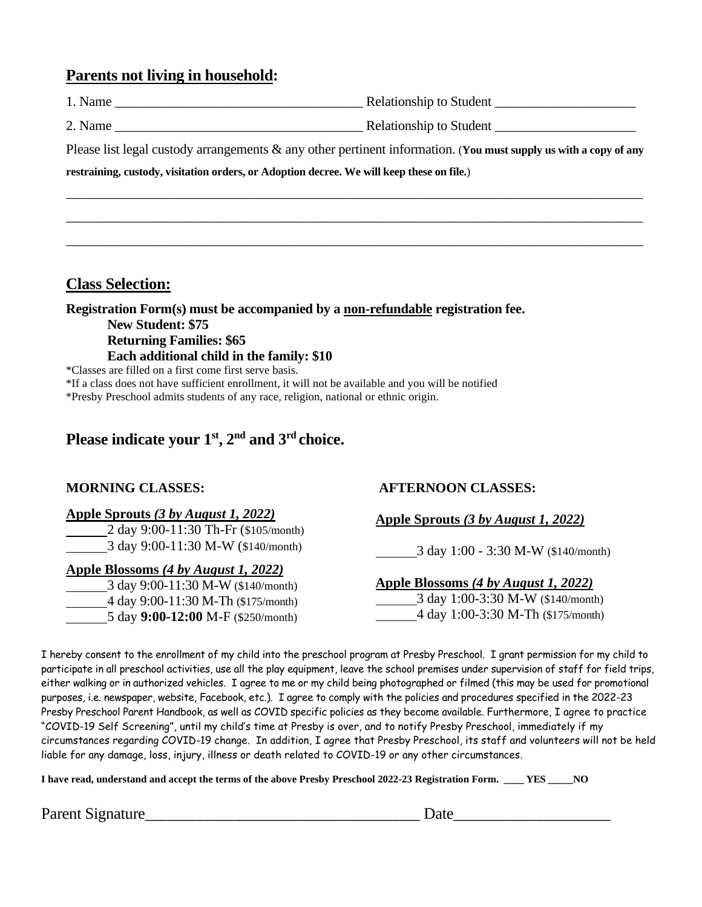## **Parents not living in household:**

1. Name ____________________________________ Relationship to Student ____________________

2. Name ____________________________________ Relationship to Student ____________________

Please list legal custody arrangements & any other pertinent information. (**You must supply us with a copy of any restraining, custody, visitation orders, or Adoption decree. We will keep these on file.**)

______________________________________________________________________________________

______________________________________________________________________________________

______________________________________________________________________________________

## **Class Selection:**

**Registration Form(s) must be accompanied by a non-refundable registration fee.**

**New Student: $75**
**Returning Families: $65**
**Each additional child in the family: $10**

*Classes are filled on a first come first serve basis.
*If a class does not have sufficient enrollment, it will not be available and you will be notified
*Presby Preschool admits students of any race, religion, national or ethnic origin.

## **Please indicate your 1st, 2nd and 3rd choice.**

**MORNING CLASSES:**

**Apple Sprouts *(3 by August 1, 2022)***

______2 day 9:00-11:30 Th-Fr ($105/month)
______3 day 9:00-11:30 M-W ($140/month)

**Apple Blossoms *(4 by August 1, 2022)***

______3 day 9:00-11:30 M-W ($140/month)
______4 day 9:00-11:30 M-Th ($175/month)
______5 day **9:00-12:00** M-F ($250/month)

**AFTERNOON CLASSES:**

**Apple Sprouts *(3 by August 1, 2022)***

______3 day 1:00 - 3:30 M-W ($140/month)

**Apple Blossoms *(4 by August 1, 2022)***

______3 day 1:00-3:30 M-W ($140/month)
______4 day 1:00-3:30 M-Th ($175/month)

I hereby consent to the enrollment of my child into the preschool program at Presby Preschool. I grant permission for my child to participate in all preschool activities, use all the play equipment, leave the school premises under supervision of staff for field trips, either walking or in authorized vehicles. I agree to me or my child being photographed or filmed (this may be used for promotional purposes, i.e. newspaper, website, Facebook, etc.). I agree to comply with the policies and procedures specified in the 2022-23 Presby Preschool Parent Handbook, as well as COVID specific policies as they become available. Furthermore, I agree to practice "COVID-19 Self Screening", until my child's time at Presby is over, and to notify Presby Preschool, immediately if my circumstances regarding COVID-19 change. In addition, I agree that Presby Preschool, its staff and volunteers will not be held liable for any damage, loss, injury, illness or death related to COVID-19 or any other circumstances.

**I have read, understand and accept the terms of the above Presby Preschool 2022-23 Registration Form. ____ YES _____NO**

Parent Signature___________________________________ Date____________________